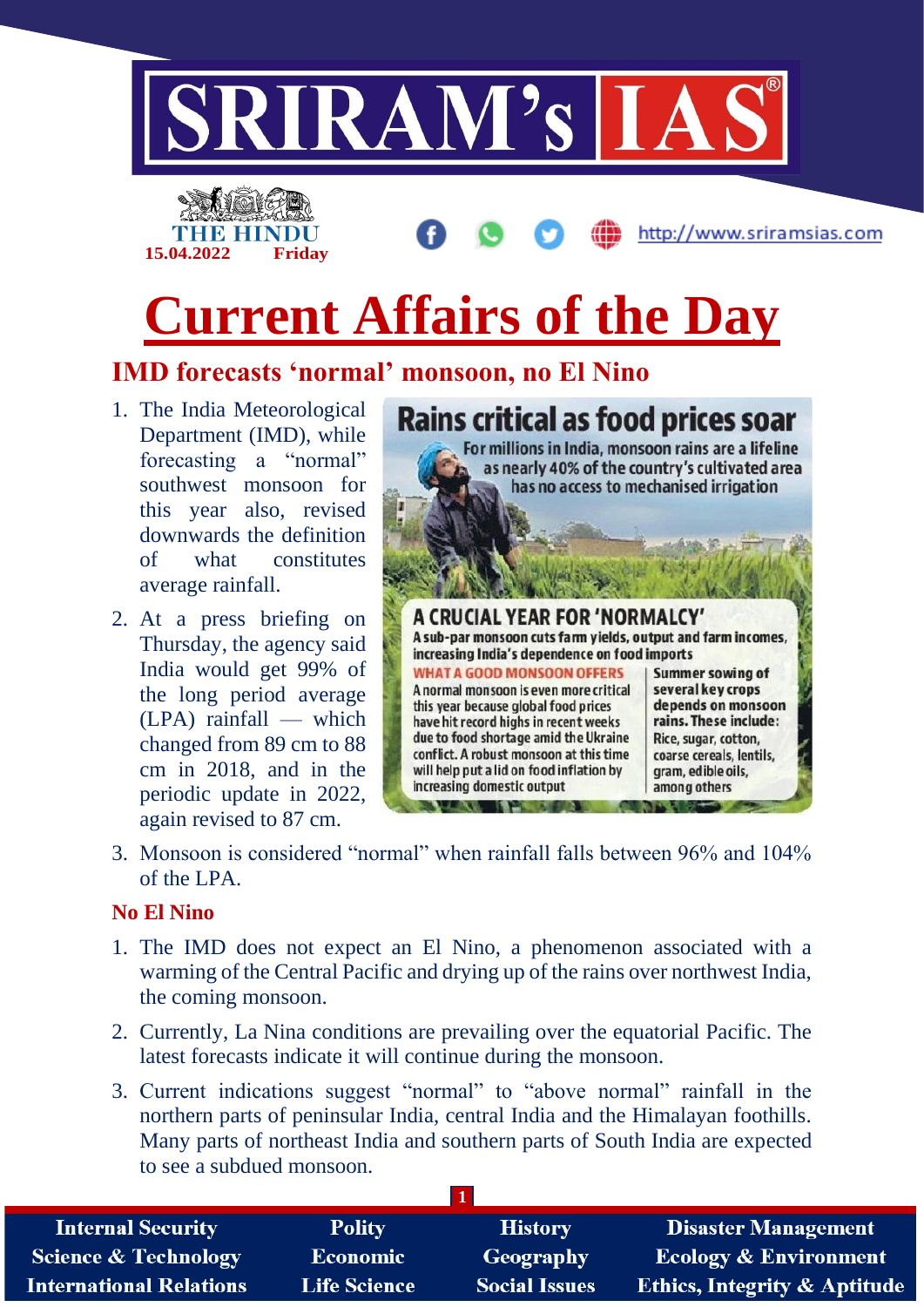# Current Affairs of the Day

## IMD forecasts 'normal' monsoon, no El Nino

1. The India Meteorological Department (IMD), while forecasting a "normal" southwest monsoon for this year also, revised downwards the definition of what constitutes average rainfall.
2. At a press briefing on Thursday, the agency said India would get 99% of the long period average (LPA) rainfall — which changed from 89 cm to 88 cm in 2018, and in the periodic update in 2022, again revised to 87 cm.
3. Monsoon is considered "normal" when rainfall falls between 96% and 104% of the LPA.

**Rains critical as food prices soar**

For millions in India, monsoon rains are a lifeline as nearly 40% of the country's cultivated area has no access to mechanised irrigation

**A CRUCIAL YEAR FOR 'NORMALCY'**

A sub-par monsoon cuts farm yields, output and farm incomes, increasing India's dependence on food imports

**WHAT A GOOD MONSOON OFFERS**

A normal monsoon is even more critical this year because global food prices have hit record highs in recent weeks due to food shortage amid the Ukraine conflict. A robust monsoon at this time will help put a lid on food inflation by increasing domestic output

**Summer sowing of several key crops depends on monsoon rains. These include:** Rice, sugar, cotton, coarse cereals, lentils, gram, edible oils, among others

### No El Nino

1. The IMD does not expect an El Nino, a phenomenon associated with a warming of the Central Pacific and drying up of the rains over northwest India, the coming monsoon.
2. Currently, La Nina conditions are prevailing over the equatorial Pacific. The latest forecasts indicate it will continue during the monsoon.
3. Current indications suggest "normal" to "above normal" rainfall in the northern parts of peninsular India, central India and the Himalayan foothills. Many parts of northeast India and southern parts of South India are expected to see a subdued monsoon.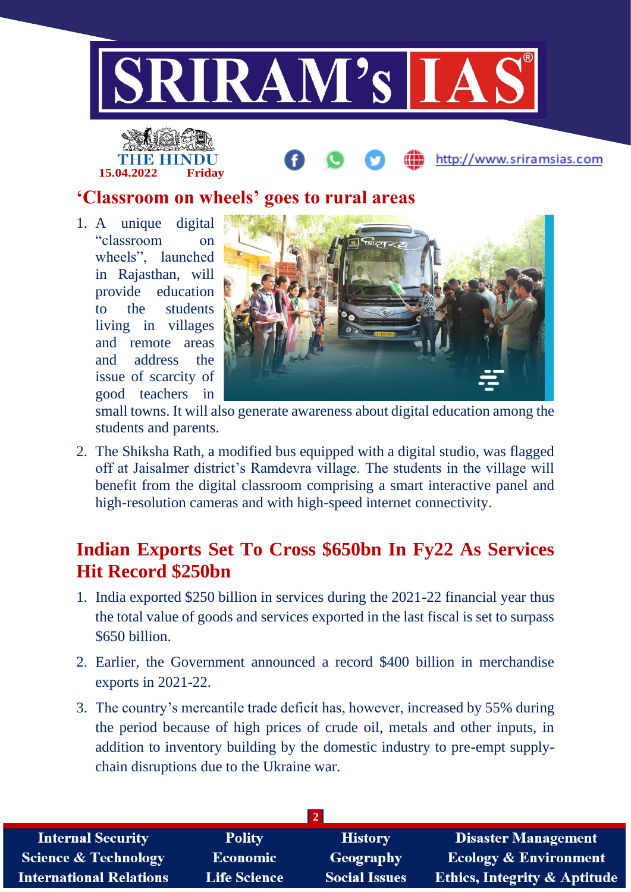## ‘Classroom on wheels’ goes to rural areas

1. A unique digital “classroom on wheels”, launched in Rajasthan, will provide education to the students living in villages and remote areas and address the issue of scarcity of good teachers in small towns. It will also generate awareness about digital education among the students and parents.
2. The Shiksha Rath, a modified bus equipped with a digital studio, was flagged off at Jaisalmer district’s Ramdevra village. The students in the village will benefit from the digital classroom comprising a smart interactive panel and high-resolution cameras and with high-speed internet connectivity.

## Indian Exports Set To Cross $650bn In Fy22 As Services Hit Record $250bn

1. India exported $250 billion in services during the 2021-22 financial year thus the total value of goods and services exported in the last fiscal is set to surpass $650 billion.
2. Earlier, the Government announced a record $400 billion in merchandise exports in 2021-22.
3. The country’s mercantile trade deficit has, however, increased by 55% during the period because of high prices of crude oil, metals and other inputs, in addition to inventory building by the domestic industry to pre-empt supply-chain disruptions due to the Ukraine war.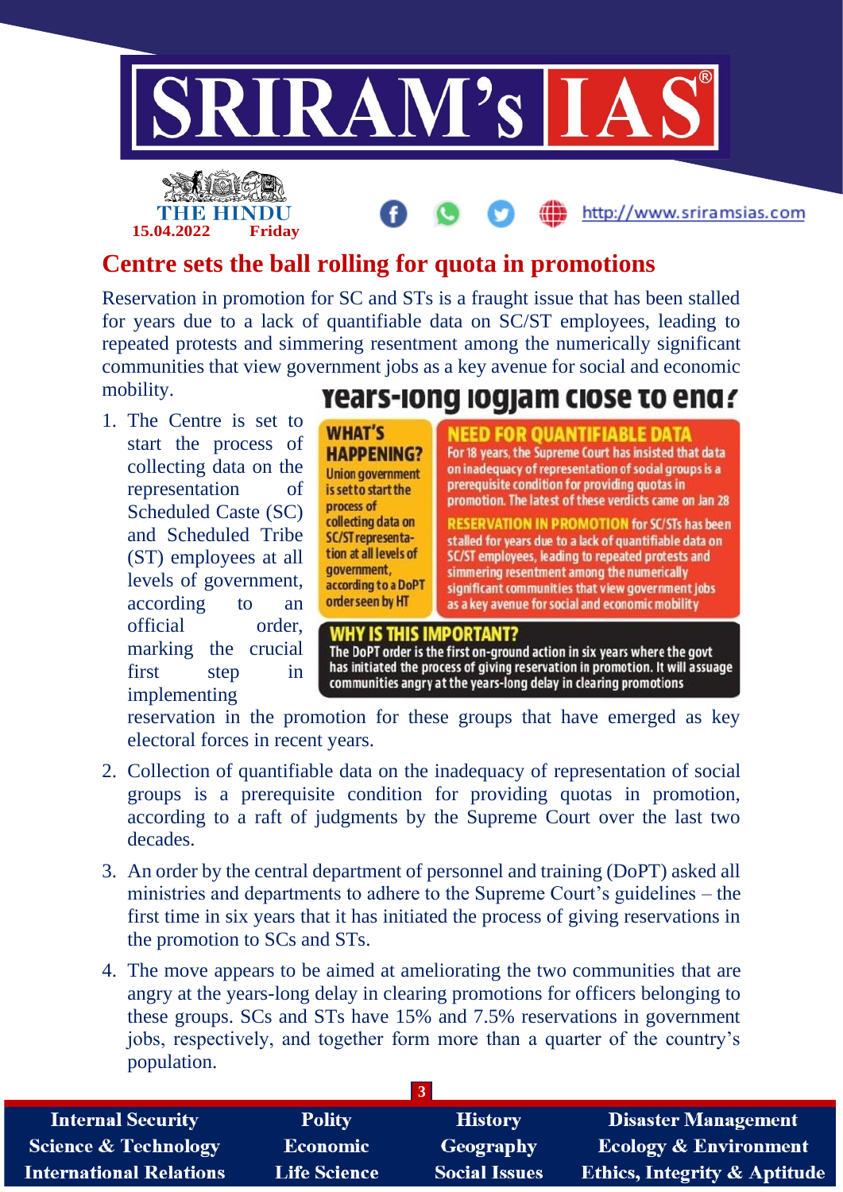# Centre sets the ball rolling for quota in promotions

Reservation in promotion for SC and STs is a fraught issue that has been stalled for years due to a lack of quantifiable data on SC/ST employees, leading to repeated protests and simmering resentment among the numerically significant communities that view government jobs as a key avenue for social and economic mobility.

## Years-long logjam close to end?

**WHAT'S HAPPENING?** Union government is set to start the process of collecting data on SC/ST representation at all levels of government, according to a DoPT order seen by HT

**NEED FOR QUANTIFIABLE DATA** For 18 years, the Supreme Court has insisted that data on inadequacy of representation of social groups is a prerequisite condition for providing quotas in promotion. The latest of these verdicts came on Jan 28

**RESERVATION IN PROMOTION** for SC/STs has been stalled for years due to a lack of quantifiable data on SC/ST employees, leading to repeated protests and simmering resentment among the numerically significant communities that view government jobs as a key avenue for social and economic mobility

**WHY IS THIS IMPORTANT?** The DoPT order is the first on-ground action in six years where the govt has initiated the process of giving reservation in promotion. It will assuage communities angry at the years-long delay in clearing promotions

1. The Centre is set to start the process of collecting data on the representation of Scheduled Caste (SC) and Scheduled Tribe (ST) employees at all levels of government, according to an official order, marking the crucial first step in implementing reservation in the promotion for these groups that have emerged as key electoral forces in recent years.
2. Collection of quantifiable data on the inadequacy of representation of social groups is a prerequisite condition for providing quotas in promotion, according to a raft of judgments by the Supreme Court over the last two decades.
3. An order by the central department of personnel and training (DoPT) asked all ministries and departments to adhere to the Supreme Court's guidelines – the first time in six years that it has initiated the process of giving reservations in the promotion to SCs and STs.
4. The move appears to be aimed at ameliorating the two communities that are angry at the years-long delay in clearing promotions for officers belonging to these groups. SCs and STs have 15% and 7.5% reservations in government jobs, respectively, and together form more than a quarter of the country's population.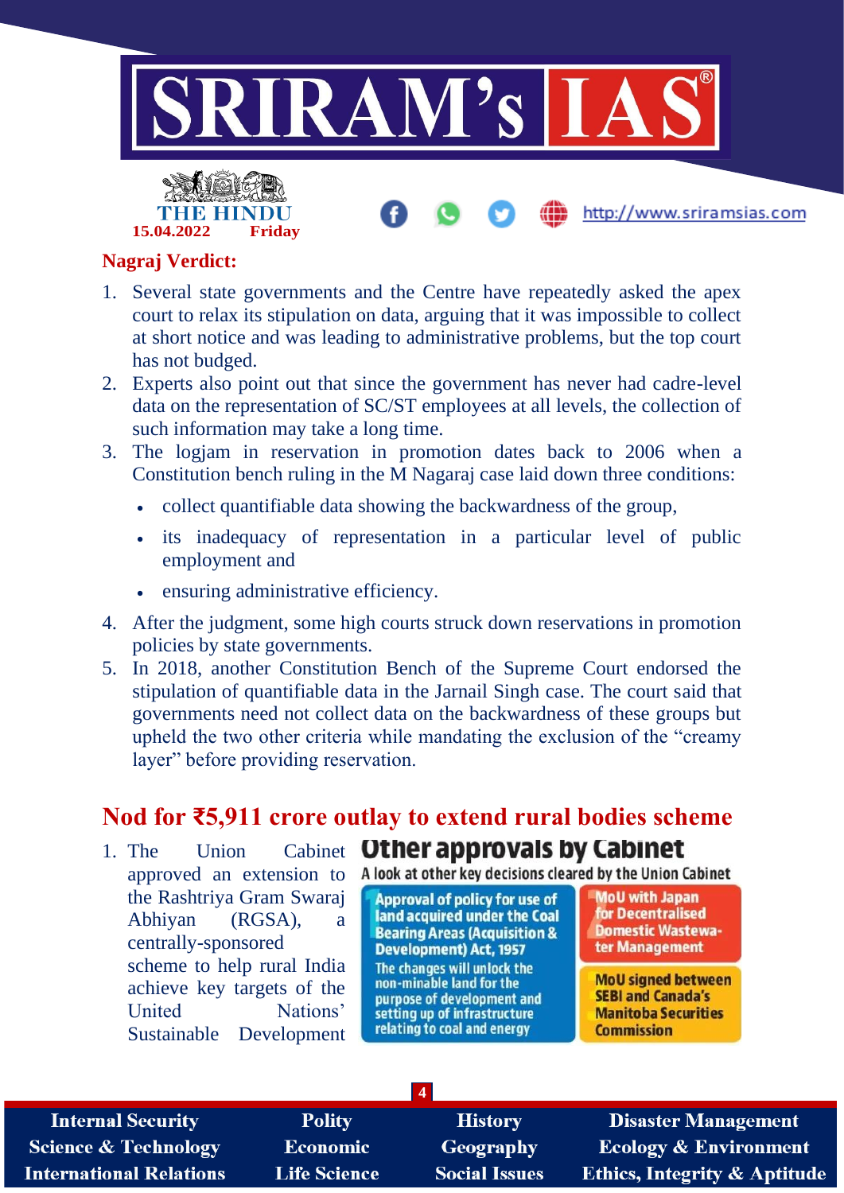## Nagraj Verdict:

1. Several state governments and the Centre have repeatedly asked the apex court to relax its stipulation on data, arguing that it was impossible to collect at short notice and was leading to administrative problems, but the top court has not budged.
2. Experts also point out that since the government has never had cadre-level data on the representation of SC/ST employees at all levels, the collection of such information may take a long time.
3. The logjam in reservation in promotion dates back to 2006 when a Constitution bench ruling in the M Nagaraj case laid down three conditions:
   - collect quantifiable data showing the backwardness of the group,
   - its inadequacy of representation in a particular level of public employment and
   - ensuring administrative efficiency.
4. After the judgment, some high courts struck down reservations in promotion policies by state governments.
5. In 2018, another Constitution Bench of the Supreme Court endorsed the stipulation of quantifiable data in the Jarnail Singh case. The court said that governments need not collect data on the backwardness of these groups but upheld the two other criteria while mandating the exclusion of the "creamy layer" before providing reservation.

## Nod for ₹5,911 crore outlay to extend rural bodies scheme

1. The Union Cabinet approved an extension to the Rashtriya Gram Swaraj Abhiyan (RGSA), a centrally-sponsored scheme to help rural India achieve key targets of the United Nations' Sustainable Development

**Other approvals by Cabinet**

A look at other key decisions cleared by the Union Cabinet

- **Approval of policy for use of land acquired under the Coal Bearing Areas (Acquisition & Development) Act, 1957** — The changes will unlock the non-minable land for the purpose of development and setting up of infrastructure relating to coal and energy
- **MoU with Japan for Decentralised Domestic Wastewater Management**
- **MoU signed between SEBI and Canada's Manitoba Securities Commission**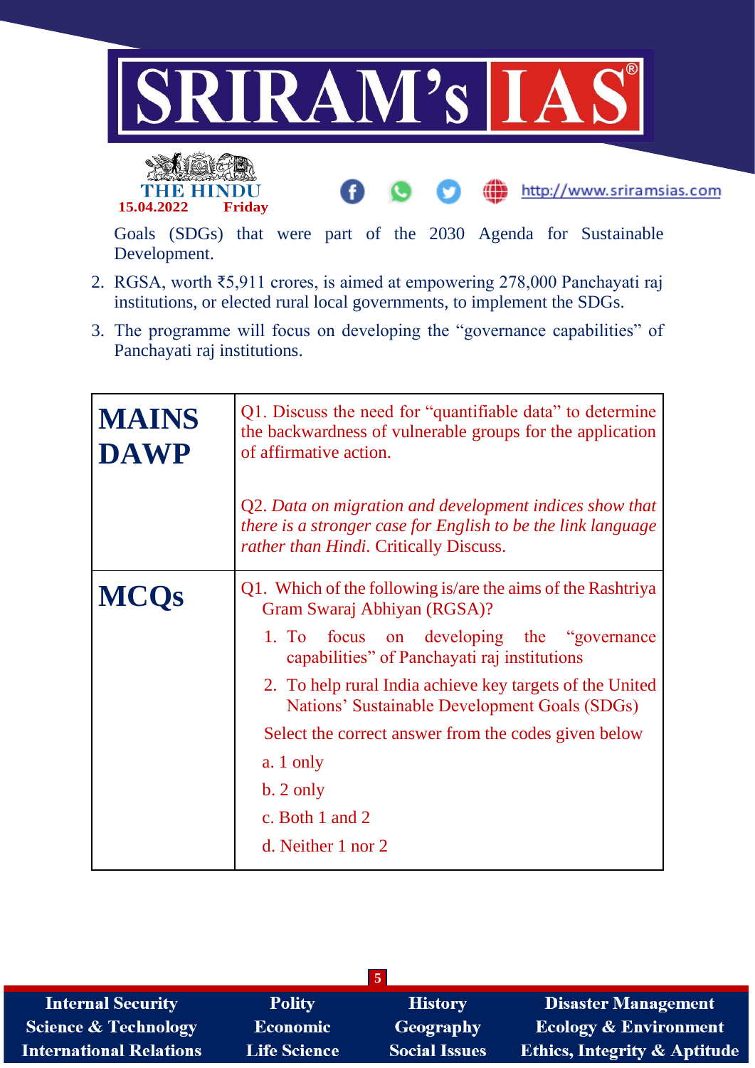Goals (SDGs) that were part of the 2030 Agenda for Sustainable Development.

2. RGSA, worth ₹5,911 crores, is aimed at empowering 278,000 Panchayati raj institutions, or elected rural local governments, to implement the SDGs.
3. The programme will focus on developing the "governance capabilities" of Panchayati raj institutions.

| | |
|---|---|
| **MAINS DAWP** | Q1. Discuss the need for "quantifiable data" to determine the backwardness of vulnerable groups for the application of affirmative action.<br><br>Q2. *Data on migration and development indices show that there is a stronger case for English to be the link language rather than Hindi.* Critically Discuss. |
| **MCQs** | Q1. Which of the following is/are the aims of the Rashtriya Gram Swaraj Abhiyan (RGSA)?<br>1. To focus on developing the "governance capabilities" of Panchayati raj institutions<br>2. To help rural India achieve key targets of the United Nations' Sustainable Development Goals (SDGs)<br>Select the correct answer from the codes given below<br>a. 1 only<br>b. 2 only<br>c. Both 1 and 2<br>d. Neither 1 nor 2 |